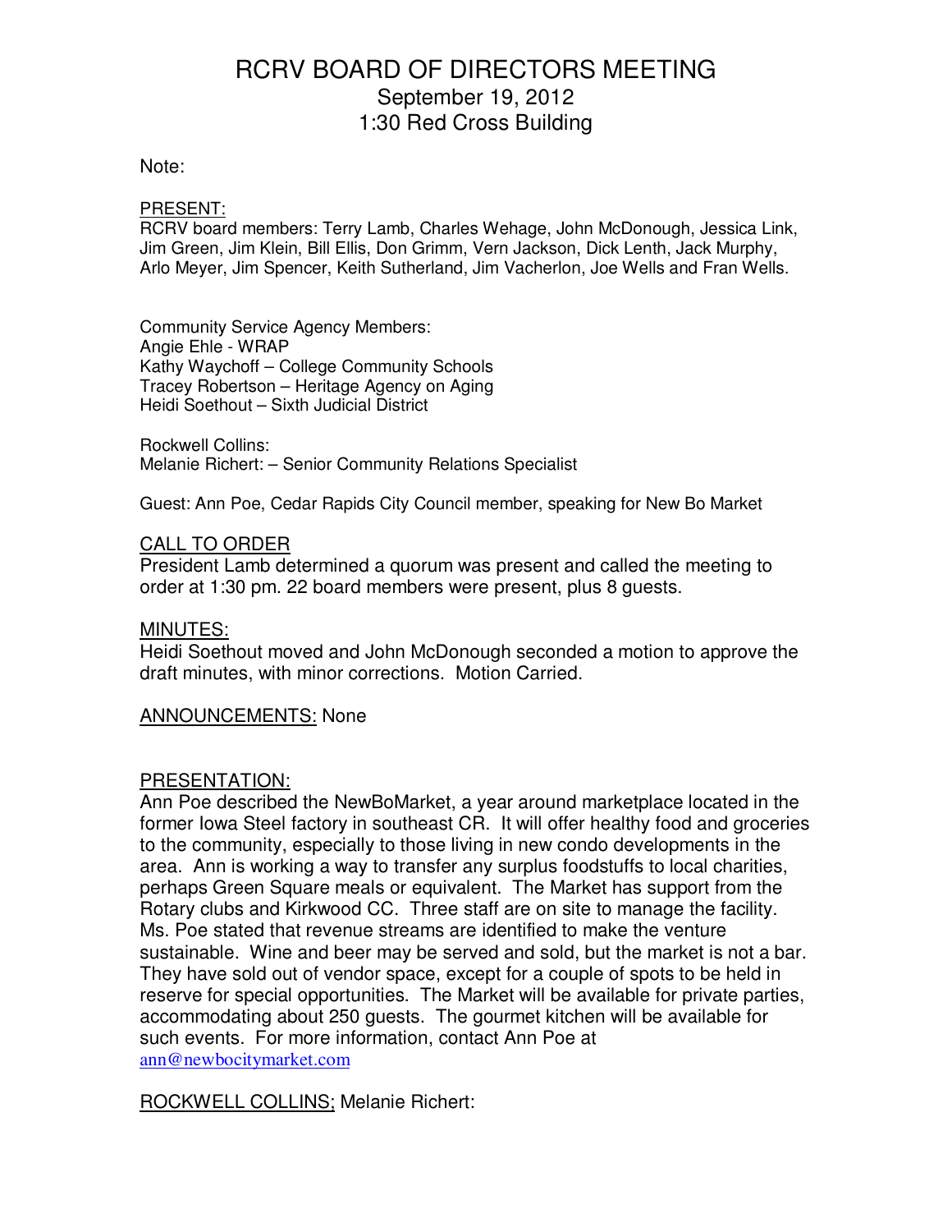# RCRV BOARD OF DIRECTORS MEETING
## September 19, 2012
## 1:30 Red Cross Building

Note:

PRESENT:
RCRV board members: Terry Lamb, Charles Wehage, John McDonough, Jessica Link, Jim Green, Jim Klein, Bill Ellis, Don Grimm, Vern Jackson, Dick Lenth, Jack Murphy, Arlo Meyer, Jim Spencer, Keith Sutherland, Jim Vacherlon, Joe Wells and Fran Wells.

Community Service Agency Members:
Angie Ehle - WRAP
Kathy Waychoff – College Community Schools
Tracey Robertson – Heritage Agency on Aging
Heidi Soethout – Sixth Judicial District

Rockwell Collins:
Melanie Richert: – Senior Community Relations Specialist

Guest: Ann Poe, Cedar Rapids City Council member, speaking for New Bo Market

CALL TO ORDER
President Lamb determined a quorum was present and called the meeting to order at 1:30 pm. 22 board members were present, plus 8 guests.

MINUTES:
Heidi Soethout moved and John McDonough seconded a motion to approve the draft minutes, with minor corrections. Motion Carried.

ANNOUNCEMENTS: None

PRESENTATION:
Ann Poe described the NewBoMarket, a year around marketplace located in the former Iowa Steel factory in southeast CR. It will offer healthy food and groceries to the community, especially to those living in new condo developments in the area. Ann is working a way to transfer any surplus foodstuffs to local charities, perhaps Green Square meals or equivalent. The Market has support from the Rotary clubs and Kirkwood CC. Three staff are on site to manage the facility. Ms. Poe stated that revenue streams are identified to make the venture sustainable. Wine and beer may be served and sold, but the market is not a bar. They have sold out of vendor space, except for a couple of spots to be held in reserve for special opportunities. The Market will be available for private parties, accommodating about 250 guests. The gourmet kitchen will be available for such events. For more information, contact Ann Poe at ann@newbocitymarket.com

ROCKWELL COLLINS; Melanie Richert: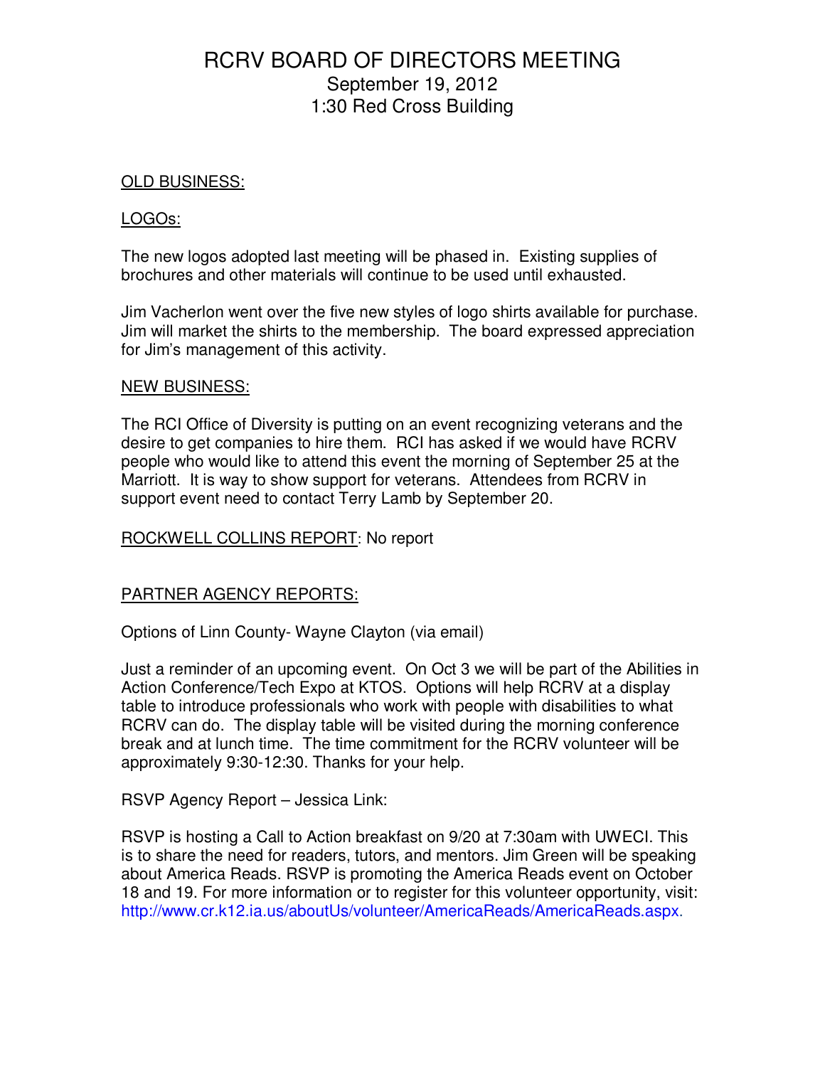# RCRV BOARD OF DIRECTORS MEETING

September 19, 2012
1:30 Red Cross Building

OLD BUSINESS:

LOGOs:

The new logos adopted last meeting will be phased in. Existing supplies of brochures and other materials will continue to be used until exhausted.

Jim Vacherlon went over the five new styles of logo shirts available for purchase. Jim will market the shirts to the membership. The board expressed appreciation for Jim's management of this activity.

NEW BUSINESS:

The RCI Office of Diversity is putting on an event recognizing veterans and the desire to get companies to hire them. RCI has asked if we would have RCRV people who would like to attend this event the morning of September 25 at the Marriott. It is way to show support for veterans. Attendees from RCRV in support event need to contact Terry Lamb by September 20.

ROCKWELL COLLINS REPORT: No report

PARTNER AGENCY REPORTS:

Options of Linn County- Wayne Clayton (via email)

Just a reminder of an upcoming event. On Oct 3 we will be part of the Abilities in Action Conference/Tech Expo at KTOS. Options will help RCRV at a display table to introduce professionals who work with people with disabilities to what RCRV can do. The display table will be visited during the morning conference break and at lunch time. The time commitment for the RCRV volunteer will be approximately 9:30-12:30. Thanks for your help.

RSVP Agency Report – Jessica Link:

RSVP is hosting a Call to Action breakfast on 9/20 at 7:30am with UWECI. This is to share the need for readers, tutors, and mentors. Jim Green will be speaking about America Reads. RSVP is promoting the America Reads event on October 18 and 19. For more information or to register for this volunteer opportunity, visit: http://www.cr.k12.ia.us/aboutUs/volunteer/AmericaReads/AmericaReads.aspx.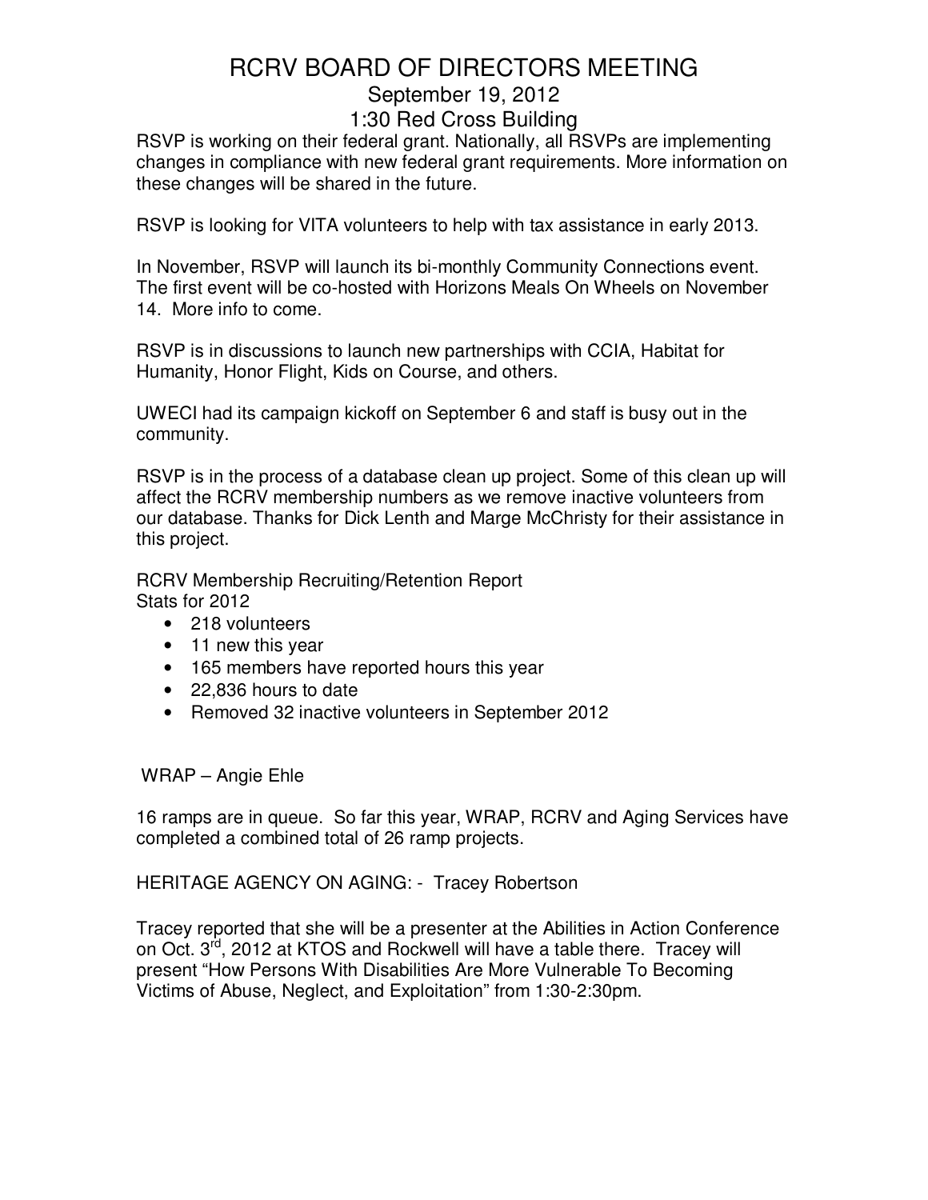# RCRV BOARD OF DIRECTORS MEETING

September 19, 2012

1:30 Red Cross Building

RSVP is working on their federal grant. Nationally, all RSVPs are implementing changes in compliance with new federal grant requirements. More information on these changes will be shared in the future.

RSVP is looking for VITA volunteers to help with tax assistance in early 2013.

In November, RSVP will launch its bi-monthly Community Connections event. The first event will be co-hosted with Horizons Meals On Wheels on November 14. More info to come.

RSVP is in discussions to launch new partnerships with CCIA, Habitat for Humanity, Honor Flight, Kids on Course, and others.

UWECI had its campaign kickoff on September 6 and staff is busy out in the community.

RSVP is in the process of a database clean up project. Some of this clean up will affect the RCRV membership numbers as we remove inactive volunteers from our database. Thanks for Dick Lenth and Marge McChristy for their assistance in this project.

RCRV Membership Recruiting/Retention Report
Stats for 2012

- 218 volunteers
- 11 new this year
- 165 members have reported hours this year
- 22,836 hours to date
- Removed 32 inactive volunteers in September 2012

WRAP – Angie Ehle

16 ramps are in queue. So far this year, WRAP, RCRV and Aging Services have completed a combined total of 26 ramp projects.

HERITAGE AGENCY ON AGING: - Tracey Robertson

Tracey reported that she will be a presenter at the Abilities in Action Conference on Oct. 3rd, 2012 at KTOS and Rockwell will have a table there. Tracey will present "How Persons With Disabilities Are More Vulnerable To Becoming Victims of Abuse, Neglect, and Exploitation" from 1:30-2:30pm.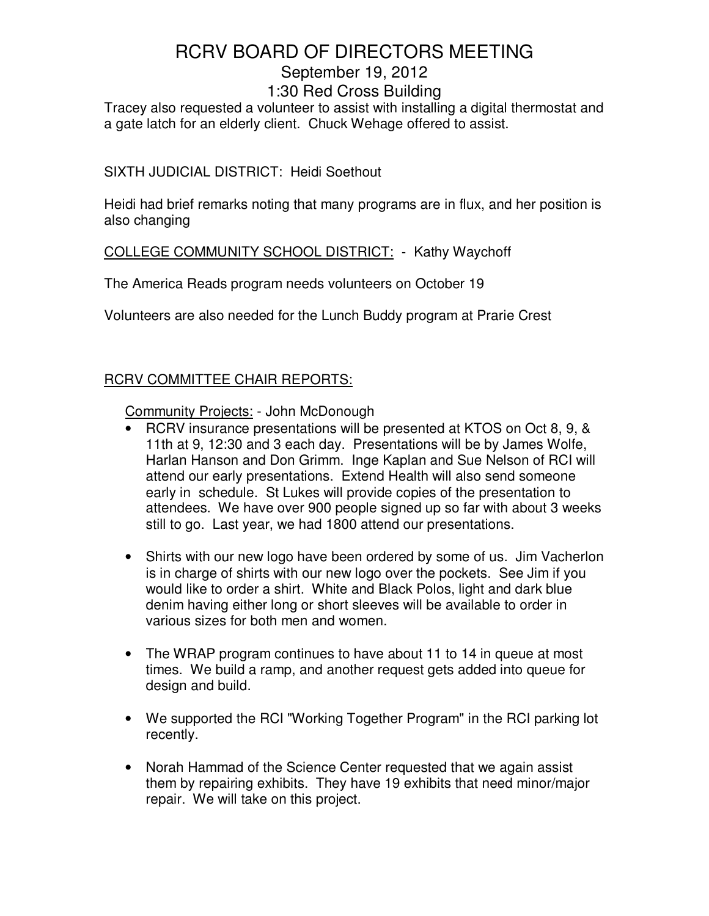# RCRV BOARD OF DIRECTORS MEETING

## September 19, 2012

## 1:30 Red Cross Building

Tracey also requested a volunteer to assist with installing a digital thermostat and a gate latch for an elderly client. Chuck Wehage offered to assist.

SIXTH JUDICIAL DISTRICT: Heidi Soethout

Heidi had brief remarks noting that many programs are in flux, and her position is also changing

<u>COLLEGE COMMUNITY SCHOOL DISTRICT:</u> - Kathy Waychoff

The America Reads program needs volunteers on October 19

Volunteers are also needed for the Lunch Buddy program at Prarie Crest

<u>RCRV COMMITTEE CHAIR REPORTS:</u>

<u>Community Projects:</u> - John McDonough

- RCRV insurance presentations will be presented at KTOS on Oct 8, 9, & 11th at 9, 12:30 and 3 each day. Presentations will be by James Wolfe, Harlan Hanson and Don Grimm. Inge Kaplan and Sue Nelson of RCI will attend our early presentations. Extend Health will also send someone early in schedule. St Lukes will provide copies of the presentation to attendees. We have over 900 people signed up so far with about 3 weeks still to go. Last year, we had 1800 attend our presentations.
- Shirts with our new logo have been ordered by some of us. Jim Vacherlon is in charge of shirts with our new logo over the pockets. See Jim if you would like to order a shirt. White and Black Polos, light and dark blue denim having either long or short sleeves will be available to order in various sizes for both men and women.
- The WRAP program continues to have about 11 to 14 in queue at most times. We build a ramp, and another request gets added into queue for design and build.
- We supported the RCI "Working Together Program" in the RCI parking lot recently.
- Norah Hammad of the Science Center requested that we again assist them by repairing exhibits. They have 19 exhibits that need minor/major repair. We will take on this project.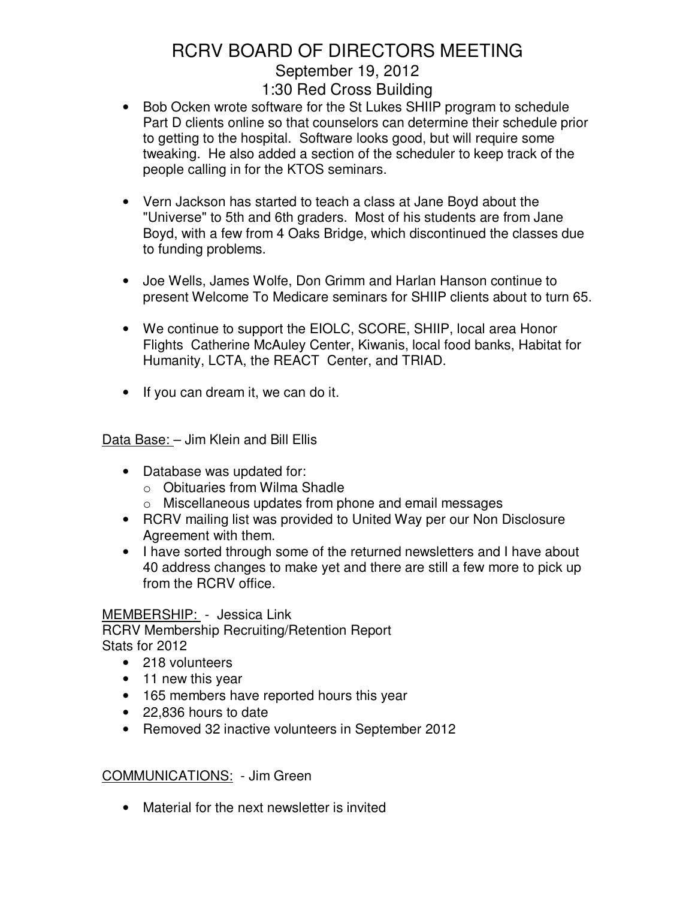# RCRV BOARD OF DIRECTORS MEETING

September 19, 2012

1:30 Red Cross Building

- Bob Ocken wrote software for the St Lukes SHIIP program to schedule Part D clients online so that counselors can determine their schedule prior to getting to the hospital. Software looks good, but will require some tweaking. He also added a section of the scheduler to keep track of the people calling in for the KTOS seminars.

- Vern Jackson has started to teach a class at Jane Boyd about the "Universe" to 5th and 6th graders. Most of his students are from Jane Boyd, with a few from 4 Oaks Bridge, which discontinued the classes due to funding problems.

- Joe Wells, James Wolfe, Don Grimm and Harlan Hanson continue to present Welcome To Medicare seminars for SHIIP clients about to turn 65.

- We continue to support the EIOLC, SCORE, SHIIP, local area Honor Flights Catherine McAuley Center, Kiwanis, local food banks, Habitat for Humanity, LCTA, the REACT Center, and TRIAD.

- If you can dream it, we can do it.

<u>Data Base:</u> – Jim Klein and Bill Ellis

- Database was updated for:
  - Obituaries from Wilma Shadle
  - Miscellaneous updates from phone and email messages
- RCRV mailing list was provided to United Way per our Non Disclosure Agreement with them.
- I have sorted through some of the returned newsletters and I have about 40 address changes to make yet and there are still a few more to pick up from the RCRV office.

<u>MEMBERSHIP:</u> - Jessica Link

RCRV Membership Recruiting/Retention Report

Stats for 2012

- 218 volunteers
- 11 new this year
- 165 members have reported hours this year
- 22,836 hours to date
- Removed 32 inactive volunteers in September 2012

<u>COMMUNICATIONS:</u> - Jim Green

- Material for the next newsletter is invited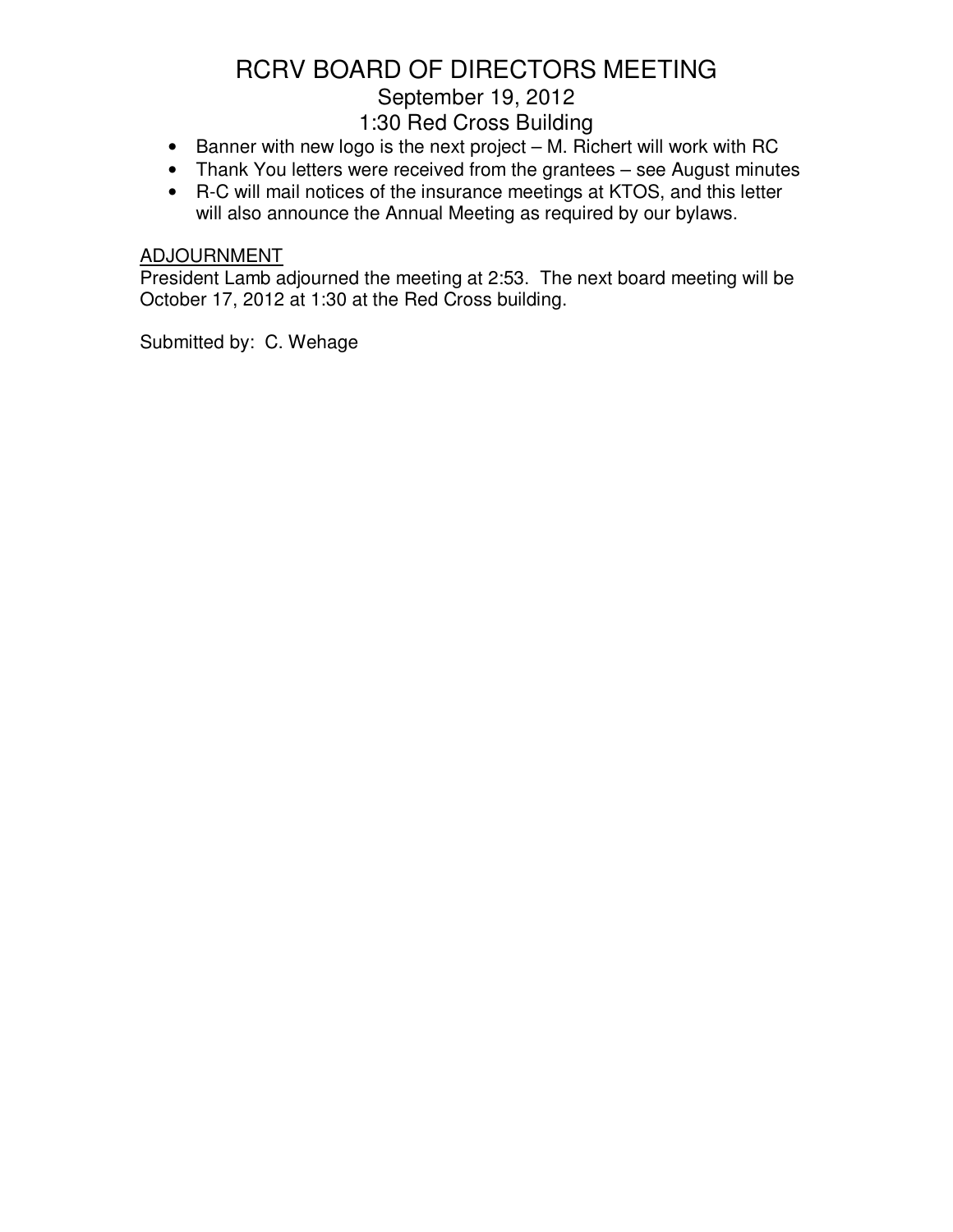- Banner with new logo is the next project – M. Richert will work with RC
- Thank You letters were received from the grantees – see August minutes
- R-C will mail notices of the insurance meetings at KTOS, and this letter will also announce the Annual Meeting as required by our bylaws.

<u>ADJOURNMENT</u>

President Lamb adjourned the meeting at 2:53. The next board meeting will be October 17, 2012 at 1:30 at the Red Cross building.

Submitted by: C. Wehage